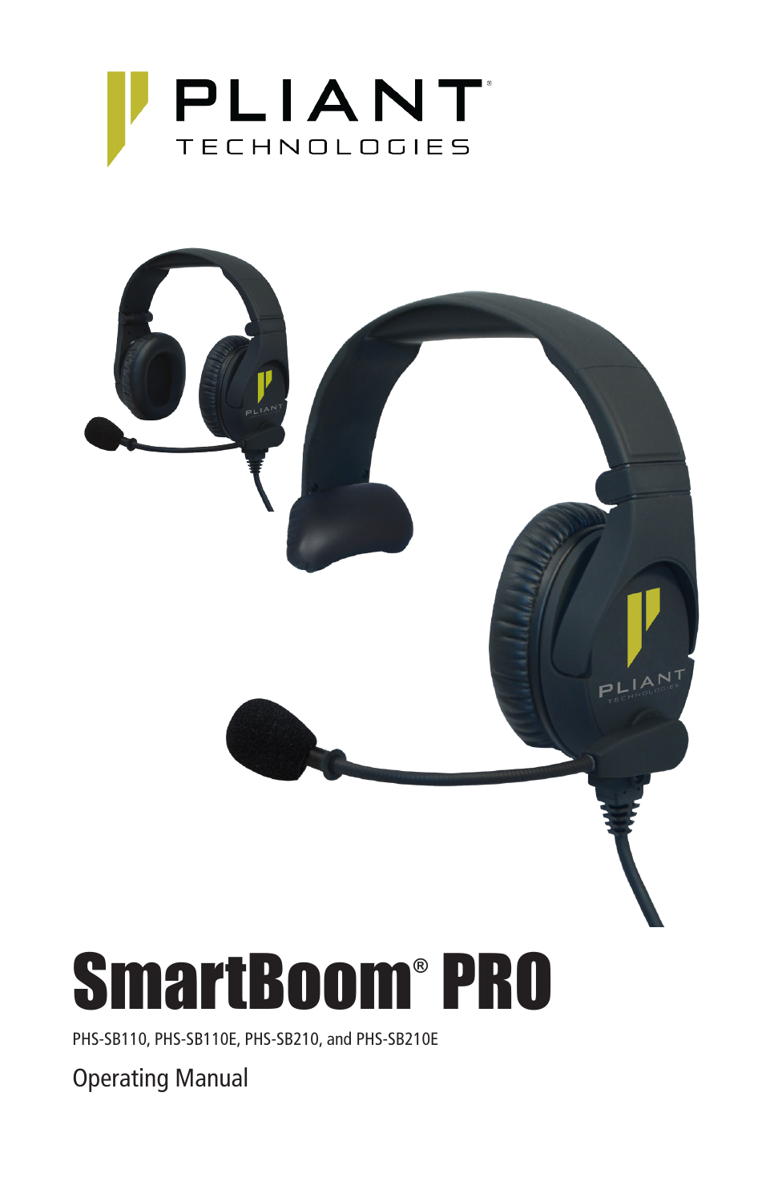PLIANT TECHNOLOGIES

# SmartBoom® PRO

PHS-SB110, PHS-SB110E, PHS-SB210, and PHS-SB210E

Operating Manual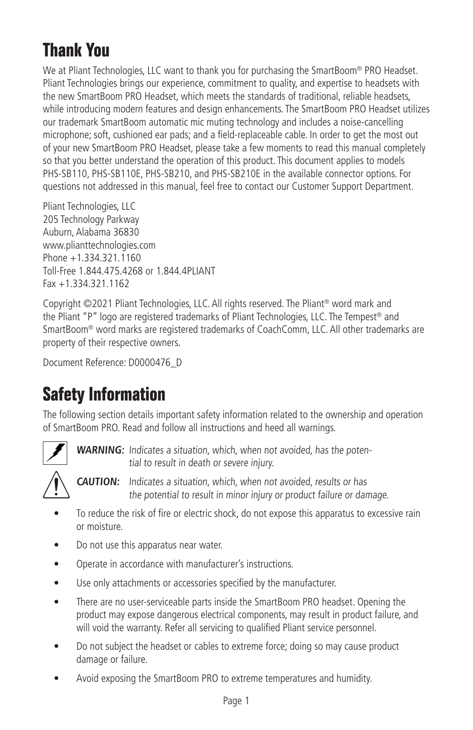# Thank You

We at Pliant Technologies, LLC want to thank you for purchasing the SmartBoom® PRO Headset. Pliant Technologies brings our experience, commitment to quality, and expertise to headsets with the new SmartBoom PRO Headset, which meets the standards of traditional, reliable headsets, while introducing modern features and design enhancements. The SmartBoom PRO Headset utilizes our trademark SmartBoom automatic mic muting technology and includes a noise-cancelling microphone; soft, cushioned ear pads; and a field-replaceable cable. In order to get the most out of your new SmartBoom PRO Headset, please take a few moments to read this manual completely so that you better understand the operation of this product. This document applies to models PHS-SB110, PHS-SB110E, PHS-SB210, and PHS-SB210E in the available connector options. For questions not addressed in this manual, feel free to contact our Customer Support Department.

Pliant Technologies, LLC
205 Technology Parkway
Auburn, Alabama 36830
www.plianttechnologies.com
Phone +1.334.321.1160
Toll-Free 1.844.475.4268 or 1.844.4PLIANT
Fax +1.334.321.1162

Copyright ©2021 Pliant Technologies, LLC. All rights reserved. The Pliant® word mark and the Pliant "P" logo are registered trademarks of Pliant Technologies, LLC. The Tempest® and SmartBoom® word marks are registered trademarks of CoachComm, LLC. All other trademarks are property of their respective owners.

Document Reference: D0000476_D

# Safety Information

The following section details important safety information related to the ownership and operation of SmartBoom PRO. Read and follow all instructions and heed all warnings.

***WARNING:*** *Indicates a situation, which, when not avoided, has the potential to result in death or severe injury.*

***CAUTION:*** *Indicates a situation, which, when not avoided, results or has the potential to result in minor injury or product failure or damage.*

- To reduce the risk of fire or electric shock, do not expose this apparatus to excessive rain or moisture.
- Do not use this apparatus near water.
- Operate in accordance with manufacturer's instructions.
- Use only attachments or accessories specified by the manufacturer.
- There are no user-serviceable parts inside the SmartBoom PRO headset. Opening the product may expose dangerous electrical components, may result in product failure, and will void the warranty. Refer all servicing to qualified Pliant service personnel.
- Do not subject the headset or cables to extreme force; doing so may cause product damage or failure.
- Avoid exposing the SmartBoom PRO to extreme temperatures and humidity.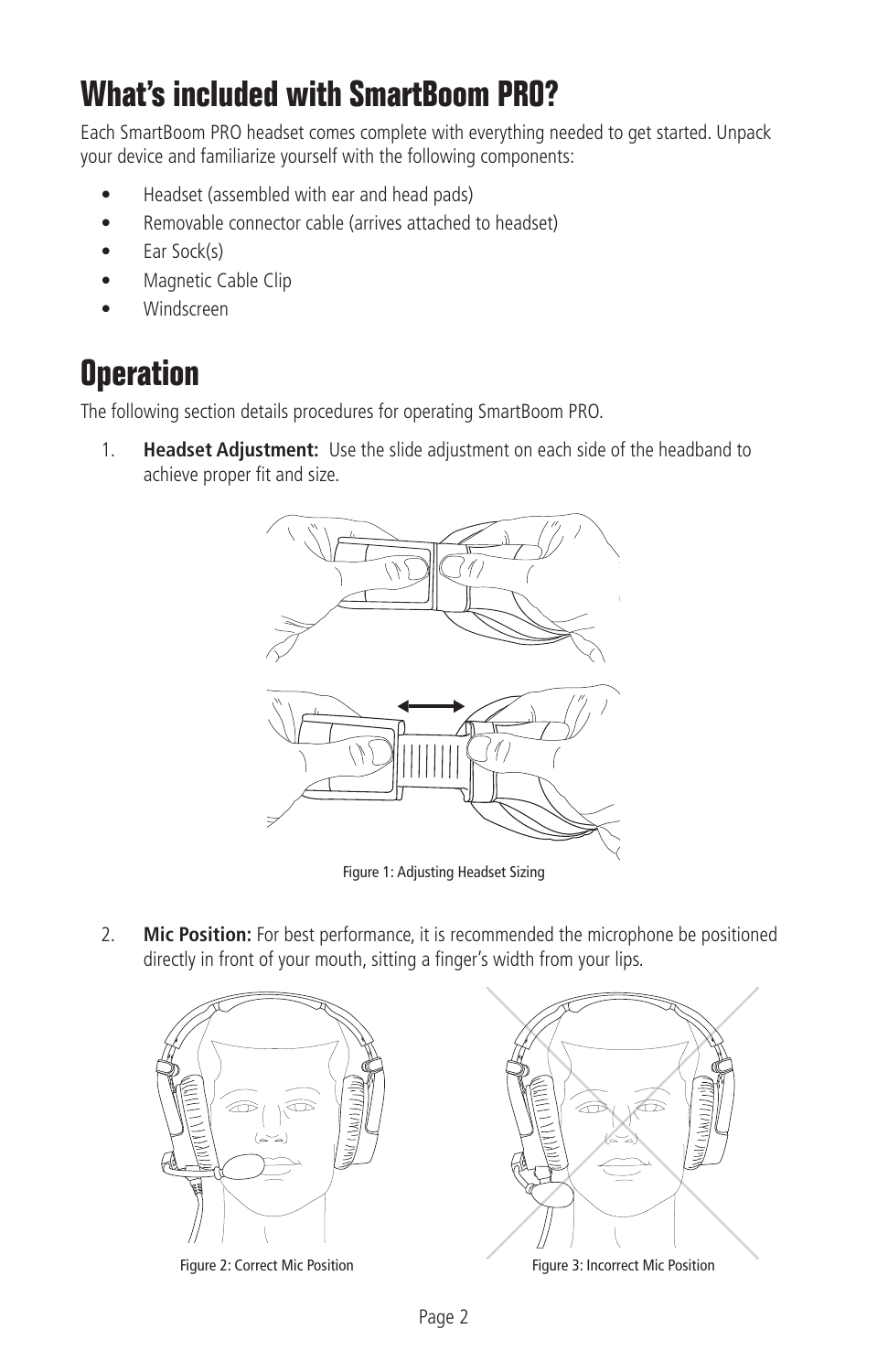# What's included with SmartBoom PRO?

Each SmartBoom PRO headset comes complete with everything needed to get started. Unpack your device and familiarize yourself with the following components:

- Headset (assembled with ear and head pads)
- Removable connector cable (arrives attached to headset)
- Ear Sock(s)
- Magnetic Cable Clip
- Windscreen

# Operation

The following section details procedures for operating SmartBoom PRO.

1. **Headset Adjustment:** Use the slide adjustment on each side of the headband to achieve proper fit and size.

Figure 1: Adjusting Headset Sizing

2. **Mic Position:** For best performance, it is recommended the microphone be positioned directly in front of your mouth, sitting a finger's width from your lips.

Figure 2: Correct Mic Position

Figure 3: Incorrect Mic Position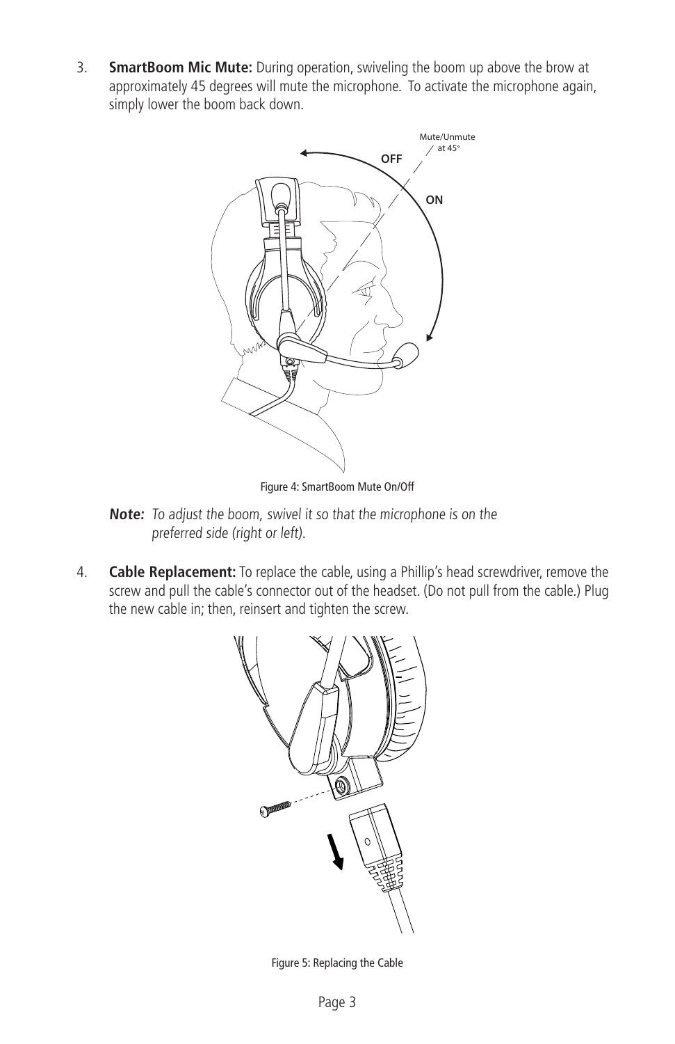3. **SmartBoom Mic Mute:** During operation, swiveling the boom up above the brow at approximately 45 degrees will mute the microphone. To activate the microphone again, simply lower the boom back down.

Figure 4: SmartBoom Mute On/Off

***Note:*** *To adjust the boom, swivel it so that the microphone is on the preferred side (right or left).*

4. **Cable Replacement:** To replace the cable, using a Phillip's head screwdriver, remove the screw and pull the cable's connector out of the headset. (Do not pull from the cable.) Plug the new cable in; then, reinsert and tighten the screw.

Figure 5: Replacing the Cable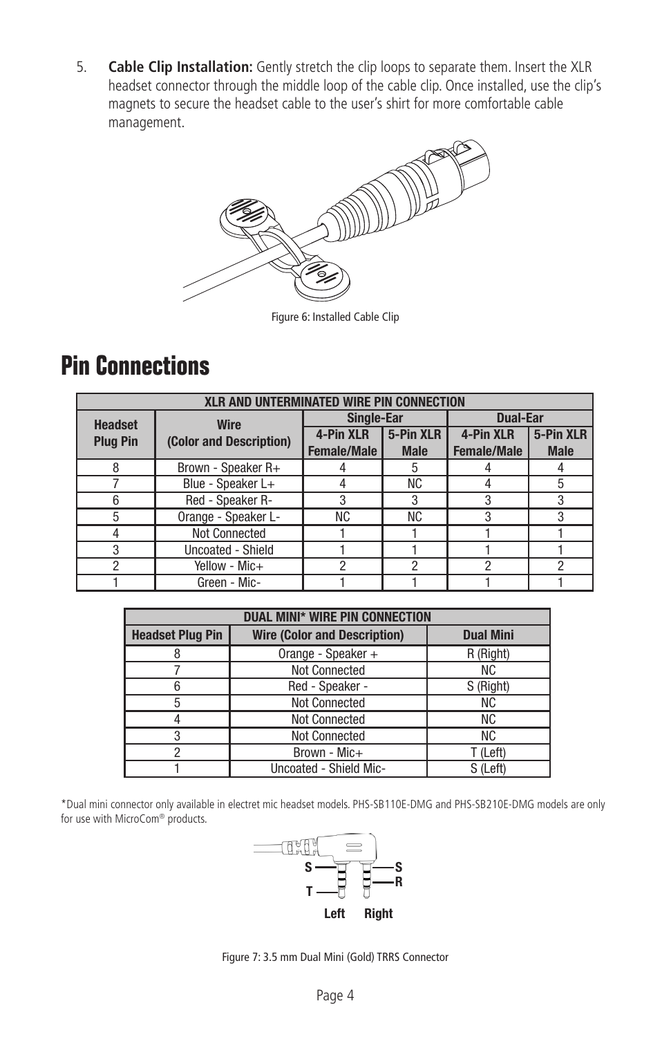5. **Cable Clip Installation:** Gently stretch the clip loops to separate them. Insert the XLR headset connector through the middle loop of the cable clip. Once installed, use the clip's magnets to secure the headset cable to the user's shirt for more comfortable cable management.

Figure 6: Installed Cable Clip

# Pin Connections

| XLR AND UNTERMINATED WIRE PIN CONNECTION | | | | | |
|---|---|---|---|---|---|
| **Headset Plug Pin** | **Wire (Color and Description)** | **Single-Ear** | | **Dual-Ear** | |
| | | **4-Pin XLR Female/Male** | **5-Pin XLR Male** | **4-Pin XLR Female/Male** | **5-Pin XLR Male** |
| 8 | Brown - Speaker R+ | 4 | 5 | 4 | 4 |
| 7 | Blue - Speaker L+ | 4 | NC | 4 | 5 |
| 6 | Red - Speaker R- | 3 | 3 | 3 | 3 |
| 5 | Orange - Speaker L- | NC | NC | 3 | 3 |
| 4 | Not Connected | 1 | 1 | 1 | 1 |
| 3 | Uncoated - Shield | 1 | 1 | 1 | 1 |
| 2 | Yellow - Mic+ | 2 | 2 | 2 | 2 |
| 1 | Green - Mic- | 1 | 1 | 1 | 1 |

| DUAL MINI* WIRE PIN CONNECTION | | |
|---|---|---|
| **Headset Plug Pin** | **Wire (Color and Description)** | **Dual Mini** |
| 8 | Orange - Speaker + | R (Right) |
| 7 | Not Connected | NC |
| 6 | Red - Speaker - | S (Right) |
| 5 | Not Connected | NC |
| 4 | Not Connected | NC |
| 3 | Not Connected | NC |
| 2 | Brown - Mic+ | T (Left) |
| 1 | Uncoated - Shield Mic- | S (Left) |

*Dual mini connector only available in electret mic headset models. PHS-SB110E-DMG and PHS-SB210E-DMG models are only for use with MicroCom® products.

Figure 7: 3.5 mm Dual Mini (Gold) TRRS Connector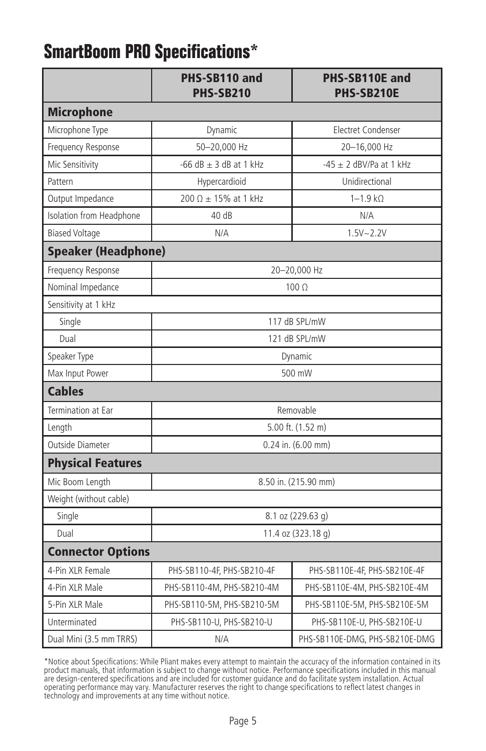# SmartBoom PRO Specifications*

| | PHS-SB110 and PHS-SB210 | PHS-SB110E and PHS-SB210E |
|---|---|---|
| **Microphone** | | |
| Microphone Type | Dynamic | Electret Condenser |
| Frequency Response | 50–20,000 Hz | 20–16,000 Hz |
| Mic Sensitivity | -66 dB ± 3 dB at 1 kHz | -45 ± 2 dBV/Pa at 1 kHz |
| Pattern | Hypercardioid | Unidirectional |
| Output Impedance | 200 Ω ± 15% at 1 kHz | 1–1.9 kΩ |
| Isolation from Headphone | 40 dB | N/A |
| Biased Voltage | N/A | 1.5V~2.2V |
| **Speaker (Headphone)** | | |
| Frequency Response | 20–20,000 Hz | |
| Nominal Impedance | 100 Ω | |
| Sensitivity at 1 kHz | | |
| Single | 117 dB SPL/mW | |
| Dual | 121 dB SPL/mW | |
| Speaker Type | Dynamic | |
| Max Input Power | 500 mW | |
| **Cables** | | |
| Termination at Ear | Removable | |
| Length | 5.00 ft. (1.52 m) | |
| Outside Diameter | 0.24 in. (6.00 mm) | |
| **Physical Features** | | |
| Mic Boom Length | 8.50 in. (215.90 mm) | |
| Weight (without cable) | | |
| Single | 8.1 oz (229.63 g) | |
| Dual | 11.4 oz (323.18 g) | |
| **Connector Options** | | |
| 4-Pin XLR Female | PHS-SB110-4F, PHS-SB210-4F | PHS-SB110E-4F, PHS-SB210E-4F |
| 4-Pin XLR Male | PHS-SB110-4M, PHS-SB210-4M | PHS-SB110E-4M, PHS-SB210E-4M |
| 5-Pin XLR Male | PHS-SB110-5M, PHS-SB210-5M | PHS-SB110E-5M, PHS-SB210E-5M |
| Unterminated | PHS-SB110-U, PHS-SB210-U | PHS-SB110E-U, PHS-SB210E-U |
| Dual Mini (3.5 mm TRRS) | N/A | PHS-SB110E-DMG, PHS-SB210E-DMG |

*Notice about Specifications: While Pliant makes every attempt to maintain the accuracy of the information contained in its product manuals, that information is subject to change without notice. Performance specifications included in this manual are design-centered specifications and are included for customer guidance and do facilitate system installation. Actual operating performance may vary. Manufacturer reserves the right to change specifications to reflect latest changes in technology and improvements at any time without notice.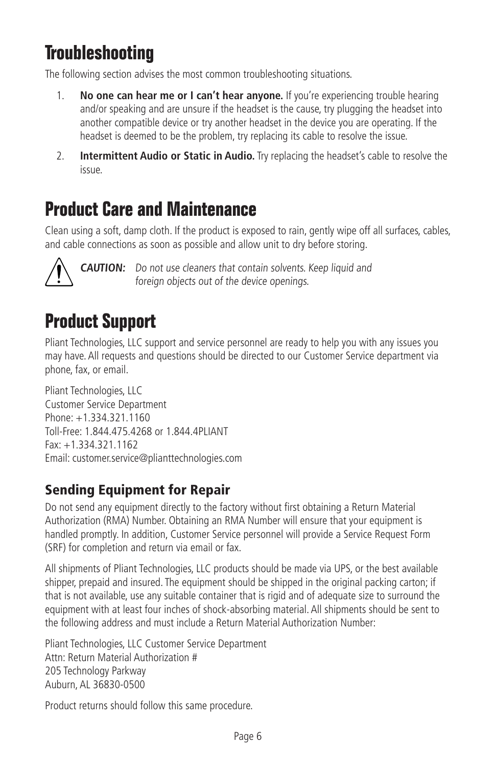# Troubleshooting

The following section advises the most common troubleshooting situations.

1. **No one can hear me or I can't hear anyone.** If you're experiencing trouble hearing and/or speaking and are unsure if the headset is the cause, try plugging the headset into another compatible device or try another headset in the device you are operating. If the headset is deemed to be the problem, try replacing its cable to resolve the issue.
2. **Intermittent Audio or Static in Audio.** Try replacing the headset's cable to resolve the issue.

# Product Care and Maintenance

Clean using a soft, damp cloth. If the product is exposed to rain, gently wipe off all surfaces, cables, and cable connections as soon as possible and allow unit to dry before storing.

***CAUTION:*** *Do not use cleaners that contain solvents. Keep liquid and foreign objects out of the device openings.*

# Product Support

Pliant Technologies, LLC support and service personnel are ready to help you with any issues you may have. All requests and questions should be directed to our Customer Service department via phone, fax, or email.

Pliant Technologies, LLC
Customer Service Department
Phone: +1.334.321.1160
Toll-Free: 1.844.475.4268 or 1.844.4PLIANT
Fax: +1.334.321.1162
Email: customer.service@plianttechnologies.com

## Sending Equipment for Repair

Do not send any equipment directly to the factory without first obtaining a Return Material Authorization (RMA) Number. Obtaining an RMA Number will ensure that your equipment is handled promptly. In addition, Customer Service personnel will provide a Service Request Form (SRF) for completion and return via email or fax.

All shipments of Pliant Technologies, LLC products should be made via UPS, or the best available shipper, prepaid and insured. The equipment should be shipped in the original packing carton; if that is not available, use any suitable container that is rigid and of adequate size to surround the equipment with at least four inches of shock-absorbing material. All shipments should be sent to the following address and must include a Return Material Authorization Number:

Pliant Technologies, LLC Customer Service Department
Attn: Return Material Authorization #
205 Technology Parkway
Auburn, AL 36830-0500

Product returns should follow this same procedure.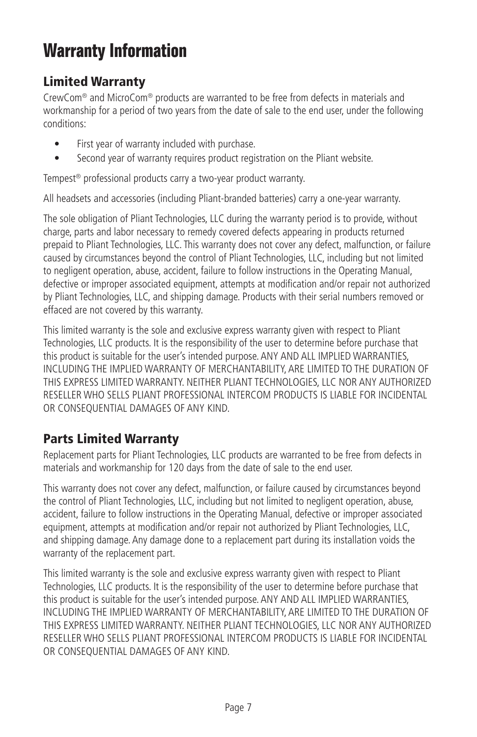# Warranty Information

## Limited Warranty

CrewCom® and MicroCom® products are warranted to be free from defects in materials and workmanship for a period of two years from the date of sale to the end user, under the following conditions:

- First year of warranty included with purchase.
- Second year of warranty requires product registration on the Pliant website.

Tempest® professional products carry a two-year product warranty.

All headsets and accessories (including Pliant-branded batteries) carry a one-year warranty.

The sole obligation of Pliant Technologies, LLC during the warranty period is to provide, without charge, parts and labor necessary to remedy covered defects appearing in products returned prepaid to Pliant Technologies, LLC. This warranty does not cover any defect, malfunction, or failure caused by circumstances beyond the control of Pliant Technologies, LLC, including but not limited to negligent operation, abuse, accident, failure to follow instructions in the Operating Manual, defective or improper associated equipment, attempts at modification and/or repair not authorized by Pliant Technologies, LLC, and shipping damage. Products with their serial numbers removed or effaced are not covered by this warranty.

This limited warranty is the sole and exclusive express warranty given with respect to Pliant Technologies, LLC products. It is the responsibility of the user to determine before purchase that this product is suitable for the user's intended purpose. ANY AND ALL IMPLIED WARRANTIES, INCLUDING THE IMPLIED WARRANTY OF MERCHANTABILITY, ARE LIMITED TO THE DURATION OF THIS EXPRESS LIMITED WARRANTY. NEITHER PLIANT TECHNOLOGIES, LLC NOR ANY AUTHORIZED RESELLER WHO SELLS PLIANT PROFESSIONAL INTERCOM PRODUCTS IS LIABLE FOR INCIDENTAL OR CONSEQUENTIAL DAMAGES OF ANY KIND.

## Parts Limited Warranty

Replacement parts for Pliant Technologies, LLC products are warranted to be free from defects in materials and workmanship for 120 days from the date of sale to the end user.

This warranty does not cover any defect, malfunction, or failure caused by circumstances beyond the control of Pliant Technologies, LLC, including but not limited to negligent operation, abuse, accident, failure to follow instructions in the Operating Manual, defective or improper associated equipment, attempts at modification and/or repair not authorized by Pliant Technologies, LLC, and shipping damage. Any damage done to a replacement part during its installation voids the warranty of the replacement part.

This limited warranty is the sole and exclusive express warranty given with respect to Pliant Technologies, LLC products. It is the responsibility of the user to determine before purchase that this product is suitable for the user's intended purpose. ANY AND ALL IMPLIED WARRANTIES, INCLUDING THE IMPLIED WARRANTY OF MERCHANTABILITY, ARE LIMITED TO THE DURATION OF THIS EXPRESS LIMITED WARRANTY. NEITHER PLIANT TECHNOLOGIES, LLC NOR ANY AUTHORIZED RESELLER WHO SELLS PLIANT PROFESSIONAL INTERCOM PRODUCTS IS LIABLE FOR INCIDENTAL OR CONSEQUENTIAL DAMAGES OF ANY KIND.